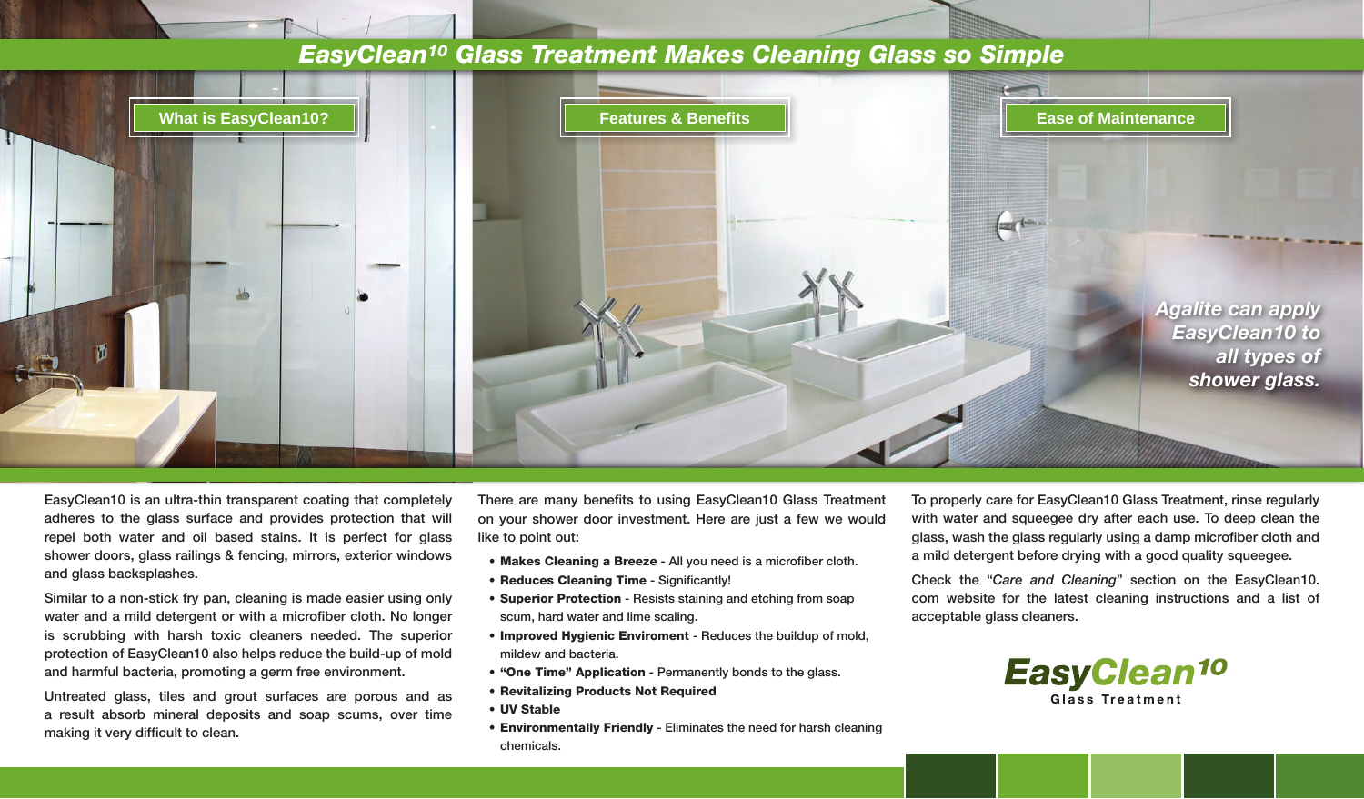# EasyClean10 Glass Treatment Makes Cleaning Glass so Simple

## What is EasyClean10?

EasyClean10 is an ultra-thin transparent coating that completely adheres to the glass surface and provides protection that will repel both water and oil based stains. It is perfect for glass shower doors, glass railings & fencing, mirrors, exterior windows and glass backsplashes.

Similar to a non-stick fry pan, cleaning is made easier using only water and a mild detergent or with a microfiber cloth. No longer is scrubbing with harsh toxic cleaners needed. The superior protection of EasyClean10 also helps reduce the build-up of mold and harmful bacteria, promoting a germ free environment.

Untreated glass, tiles and grout surfaces are porous and as a result absorb mineral deposits and soap scums, over time making it very difficult to clean.

## Features & Benefits

There are many benefits to using EasyClean10 Glass Treatment on your shower door investment. Here are just a few we would like to point out:

- **Makes Cleaning a Breeze** - All you need is a microfiber cloth.
- **Reduces Cleaning Time** - Significantly!
- **Superior Protection** - Resists staining and etching from soap scum, hard water and lime scaling.
- **Improved Hygienic Enviroment** - Reduces the buildup of mold, mildew and bacteria.
- **"One Time" Application** - Permanently bonds to the glass.
- **Revitalizing Products Not Required**
- **UV Stable**
- **Environmentally Friendly** - Eliminates the need for harsh cleaning chemicals.

## Ease of Maintenance

*Agalite can apply EasyClean10 to all types of shower glass.*

To properly care for EasyClean10 Glass Treatment, rinse regularly with water and squeegee dry after each use. To deep clean the glass, wash the glass regularly using a damp microfiber cloth and a mild detergent before drying with a good quality squeegee.

Check the "*Care and Cleaning*" section on the EasyClean10.com website for the latest cleaning instructions and a list of acceptable glass cleaners.

**EasyClean10**
Glass Treatment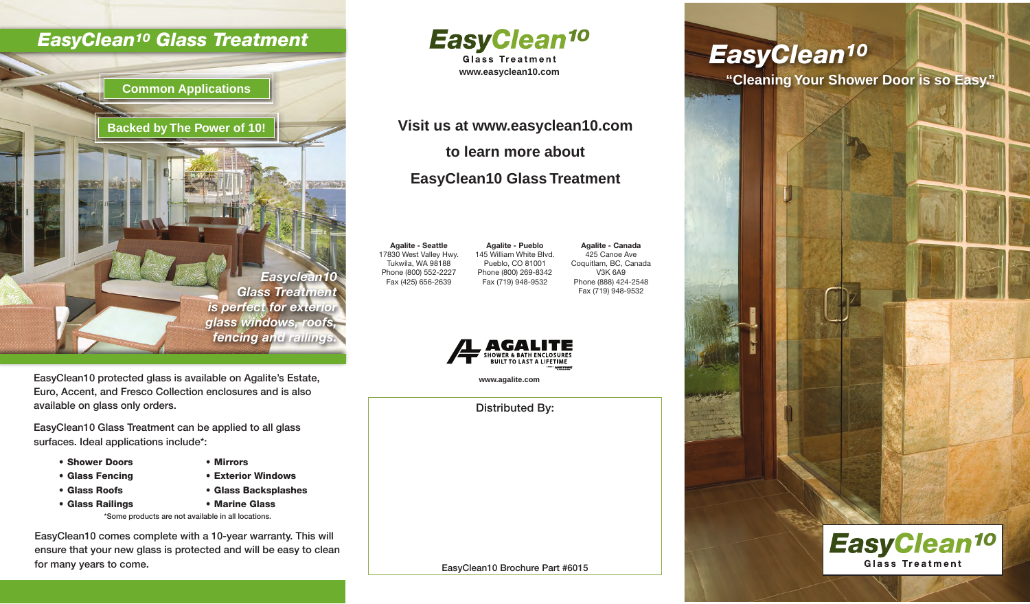# EasyClean[10] Glass Treatment

**Common Applications**

**Backed by The Power of 10!**

***Easyclean10 Glass Treatment is perfect for exterior glass windows, roofs, fencing and railings.***

EasyClean10 protected glass is available on Agalite's Estate, Euro, Accent, and Fresco Collection enclosures and is also available on glass only orders.

EasyClean10 Glass Treatment can be applied to all glass surfaces. Ideal applications include*:

- **Shower Doors**
- **Glass Fencing**
- **Glass Roofs**
- **Glass Railings**
- **Mirrors**
- **Exterior Windows**
- **Glass Backsplashes**
- **Marine Glass**

*Some products are not available in all locations.

EasyClean10 comes complete with a 10-year warranty. This will ensure that your new glass is protected and will be easy to clean for many years to come.

# EasyClean[10]

**Glass Treatment**

**www.easyclean10.com**

## Visit us at www.easyclean10.com to learn more about EasyClean10 Glass Treatment

**Agalite - Seattle**
17830 West Valley Hwy.
Tukwila, WA 98188
Phone (800) 552-2227
Fax (425) 656-2639

**Agalite - Pueblo**
145 William White Blvd.
Pueblo, CO 81001
Phone (800) 269-8342
Fax (719) 948-9532

**Agalite - Canada**
425 Canoe Ave
Coquitlam, BC, Canada
V3K 6A9
Phone (888) 424-2548
Fax (719) 948-9532

**AGALITE**
SHOWER & BATH ENCLOSURES
BUILT TO LAST A LIFETIME

**www.agalite.com**

Distributed By:

EasyClean10 Brochure Part #6015

# EasyClean[10]

**"Cleaning Your Shower Door is so Easy."**

**EasyClean[10]**
**Glass Treatment**